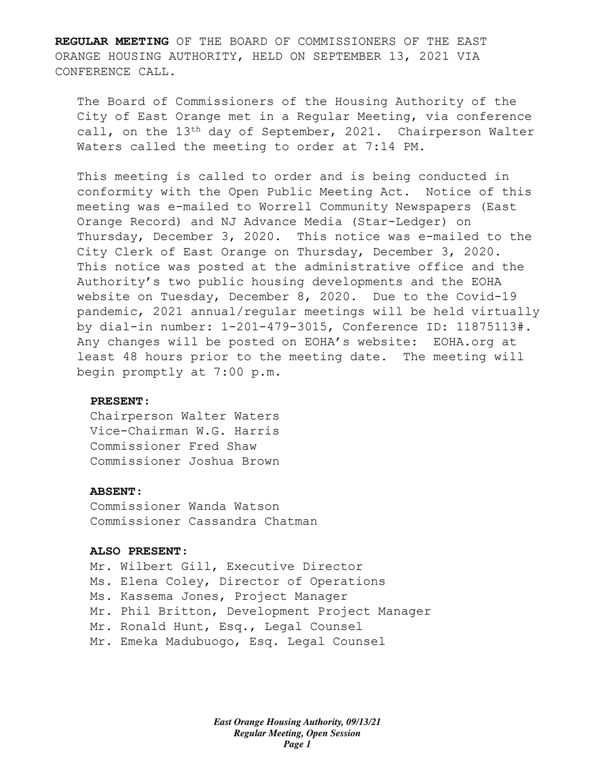**REGULAR MEETING** OF THE BOARD OF COMMISSIONERS OF THE EAST ORANGE HOUSING AUTHORITY, HELD ON SEPTEMBER 13, 2021 VIA CONFERENCE CALL.

The Board of Commissioners of the Housing Authority of the City of East Orange met in a Regular Meeting, via conference call, on the 13th day of September, 2021. Chairperson Walter Waters called the meeting to order at 7:14 PM.

This meeting is called to order and is being conducted in conformity with the Open Public Meeting Act. Notice of this meeting was e-mailed to Worrell Community Newspapers (East Orange Record) and NJ Advance Media (Star-Ledger) on Thursday, December 3, 2020. This notice was e-mailed to the City Clerk of East Orange on Thursday, December 3, 2020. This notice was posted at the administrative office and the Authority's two public housing developments and the EOHA website on Tuesday, December 8, 2020. Due to the Covid-19 pandemic, 2021 annual/regular meetings will be held virtually by dial-in number: 1-201-479-3015, Conference ID: 11875113#. Any changes will be posted on EOHA's website: EOHA.org at least 48 hours prior to the meeting date. The meeting will begin promptly at 7:00 p.m.

**PRESENT:**
Chairperson Walter Waters
Vice-Chairman W.G. Harris
Commissioner Fred Shaw
Commissioner Joshua Brown

**ABSENT:**
Commissioner Wanda Watson
Commissioner Cassandra Chatman

**ALSO PRESENT:**
Mr. Wilbert Gill, Executive Director
Ms. Elena Coley, Director of Operations
Ms. Kassema Jones, Project Manager
Mr. Phil Britton, Development Project Manager
Mr. Ronald Hunt, Esq., Legal Counsel
Mr. Emeka Madubuogo, Esq. Legal Counsel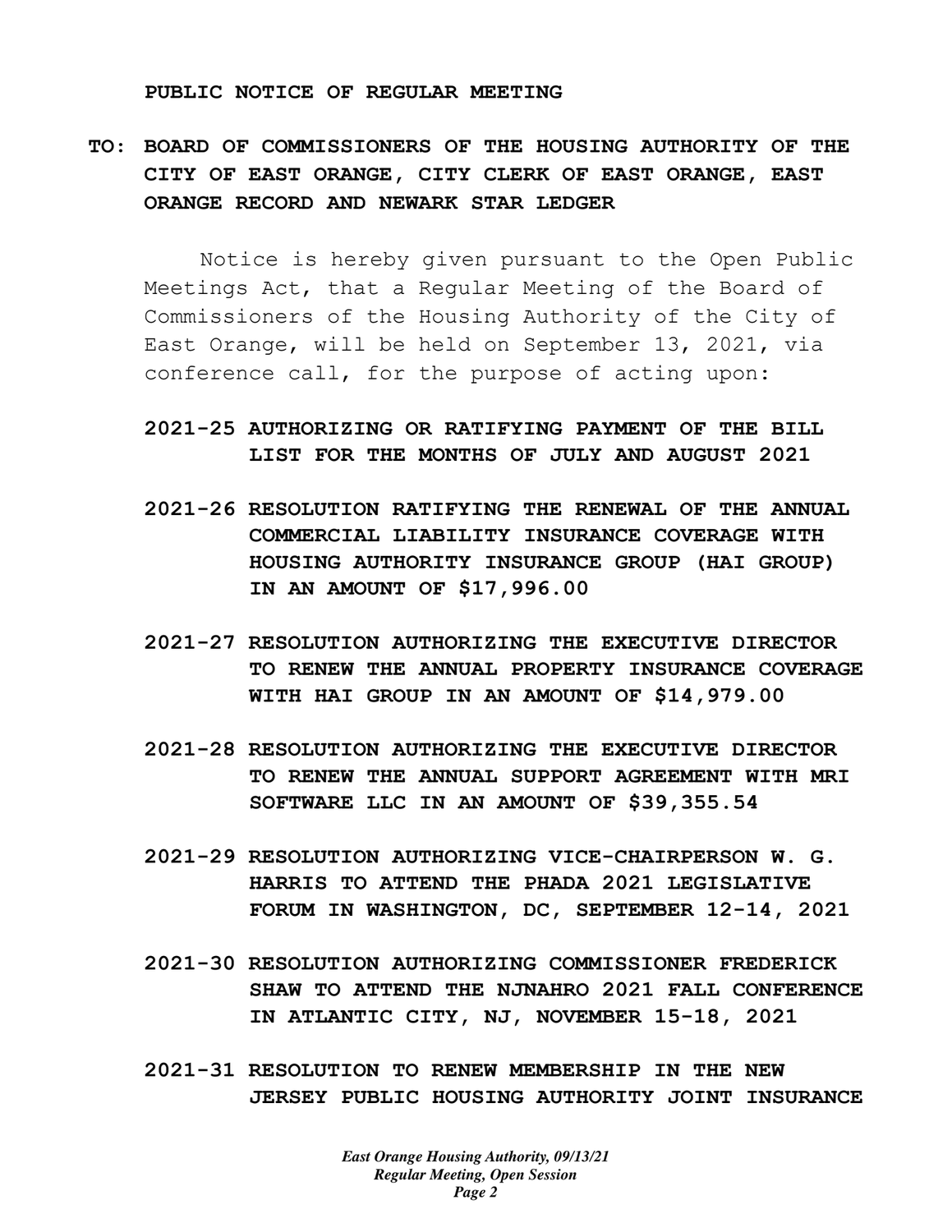**PUBLIC NOTICE OF REGULAR MEETING**

**TO: BOARD OF COMMISSIONERS OF THE HOUSING AUTHORITY OF THE CITY OF EAST ORANGE, CITY CLERK OF EAST ORANGE, EAST ORANGE RECORD AND NEWARK STAR LEDGER**

Notice is hereby given pursuant to the Open Public Meetings Act, that a Regular Meeting of the Board of Commissioners of the Housing Authority of the City of East Orange, will be held on September 13, 2021, via conference call, for the purpose of acting upon:

**2021-25 AUTHORIZING OR RATIFYING PAYMENT OF THE BILL LIST FOR THE MONTHS OF JULY AND AUGUST 2021**

**2021-26 RESOLUTION RATIFYING THE RENEWAL OF THE ANNUAL COMMERCIAL LIABILITY INSURANCE COVERAGE WITH HOUSING AUTHORITY INSURANCE GROUP (HAI GROUP) IN AN AMOUNT OF $17,996.00**

**2021-27 RESOLUTION AUTHORIZING THE EXECUTIVE DIRECTOR TO RENEW THE ANNUAL PROPERTY INSURANCE COVERAGE WITH HAI GROUP IN AN AMOUNT OF $14,979.00**

**2021-28 RESOLUTION AUTHORIZING THE EXECUTIVE DIRECTOR TO RENEW THE ANNUAL SUPPORT AGREEMENT WITH MRI SOFTWARE LLC IN AN AMOUNT OF $39,355.54**

**2021-29 RESOLUTION AUTHORIZING VICE-CHAIRPERSON W. G. HARRIS TO ATTEND THE PHADA 2021 LEGISLATIVE FORUM IN WASHINGTON, DC, SEPTEMBER 12-14, 2021**

**2021-30 RESOLUTION AUTHORIZING COMMISSIONER FREDERICK SHAW TO ATTEND THE NJNAHRO 2021 FALL CONFERENCE IN ATLANTIC CITY, NJ, NOVEMBER 15-18, 2021**

**2021-31 RESOLUTION TO RENEW MEMBERSHIP IN THE NEW JERSEY PUBLIC HOUSING AUTHORITY JOINT INSURANCE**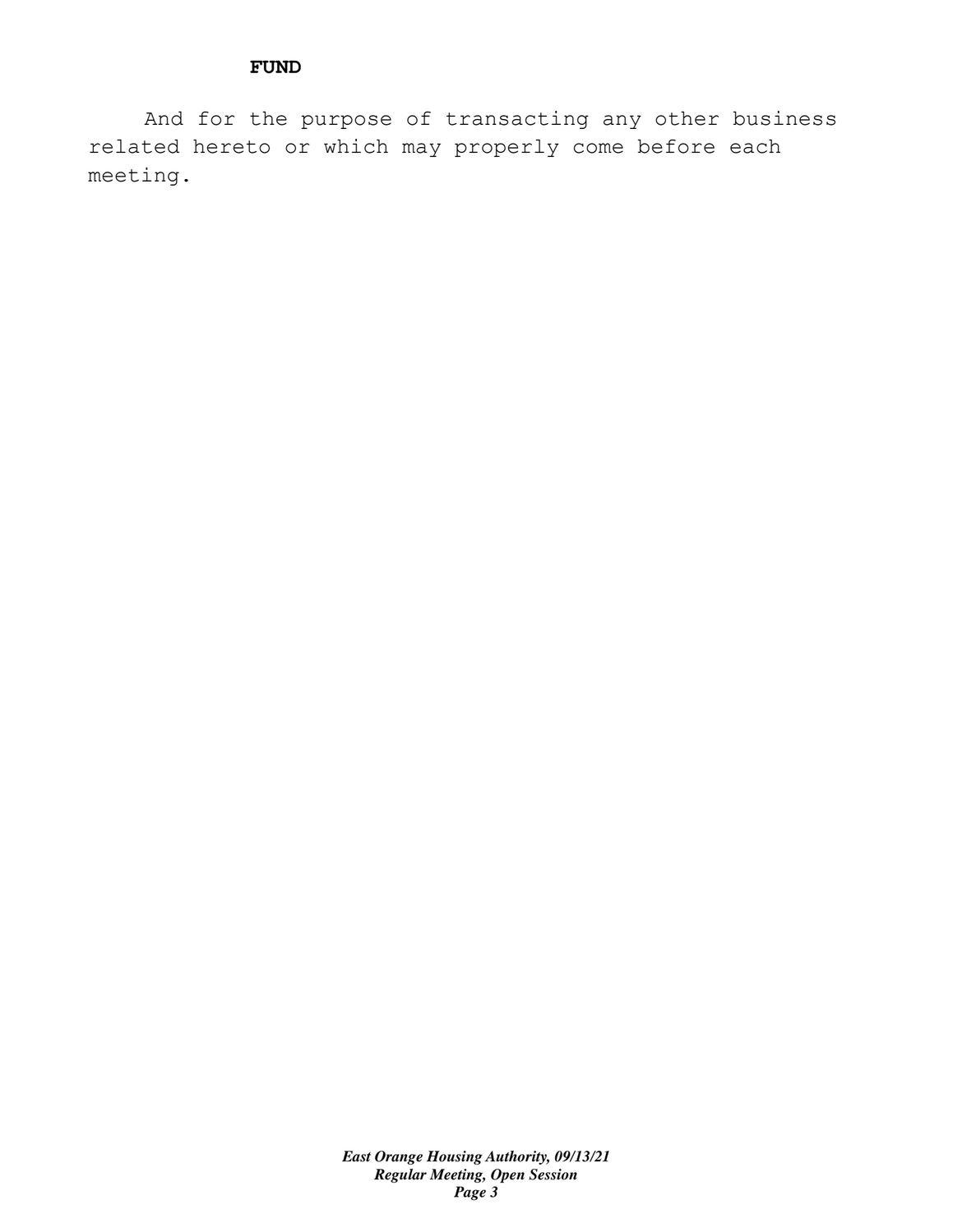**FUND**

And for the purpose of transacting any other business related hereto or which may properly come before each meeting.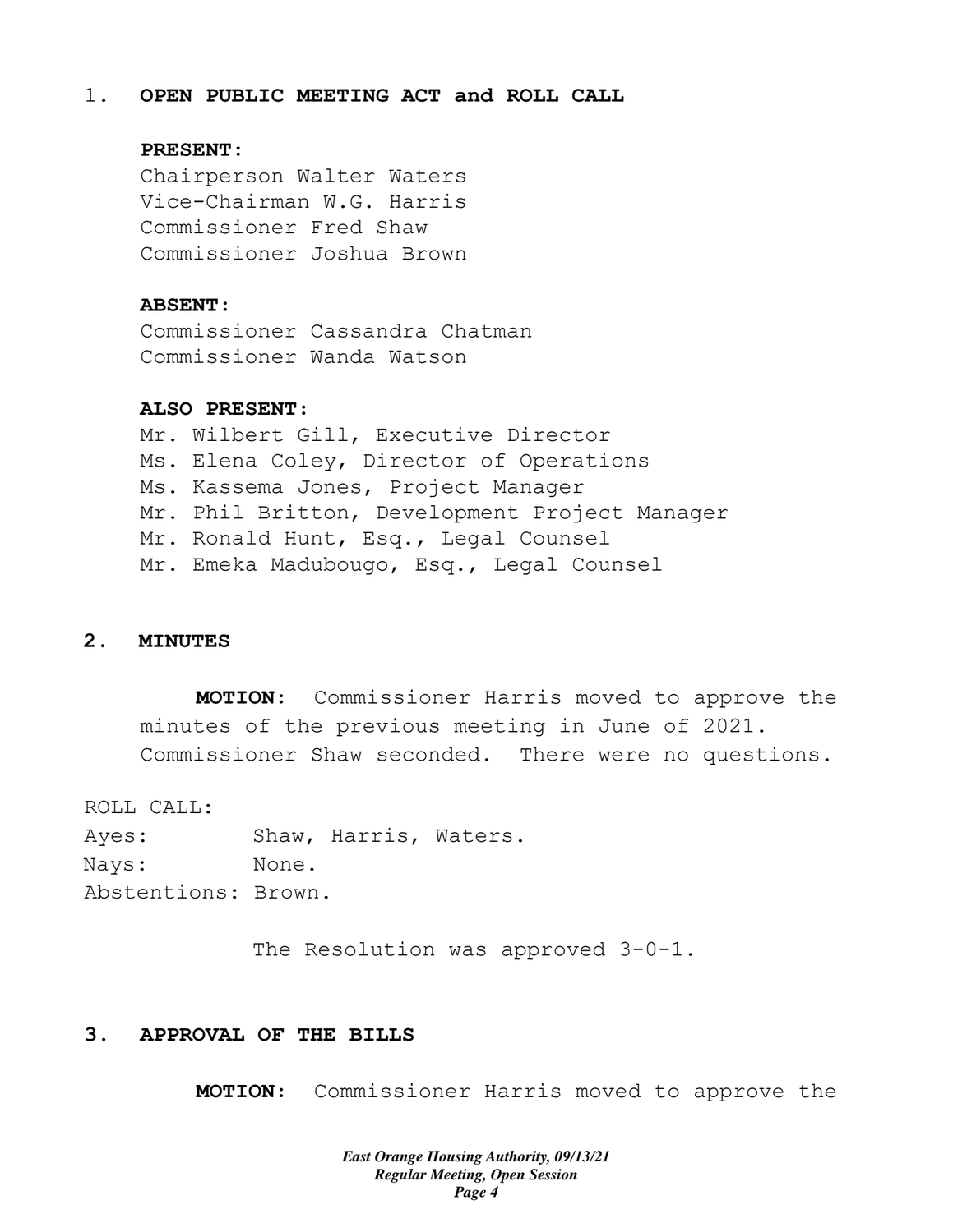1. **OPEN PUBLIC MEETING ACT and ROLL CALL**

**PRESENT:**
Chairperson Walter Waters
Vice-Chairman W.G. Harris
Commissioner Fred Shaw
Commissioner Joshua Brown

**ABSENT:**
Commissioner Cassandra Chatman
Commissioner Wanda Watson

**ALSO PRESENT:**
Mr. Wilbert Gill, Executive Director
Ms. Elena Coley, Director of Operations
Ms. Kassema Jones, Project Manager
Mr. Phil Britton, Development Project Manager
Mr. Ronald Hunt, Esq., Legal Counsel
Mr. Emeka Madubougo, Esq., Legal Counsel

**2. MINUTES**

**MOTION:** Commissioner Harris moved to approve the minutes of the previous meeting in June of 2021. Commissioner Shaw seconded. There were no questions.

ROLL CALL:
Ayes: Shaw, Harris, Waters.
Nays: None.
Abstentions: Brown.

The Resolution was approved 3-0-1.

**3. APPROVAL OF THE BILLS**

**MOTION:** Commissioner Harris moved to approve the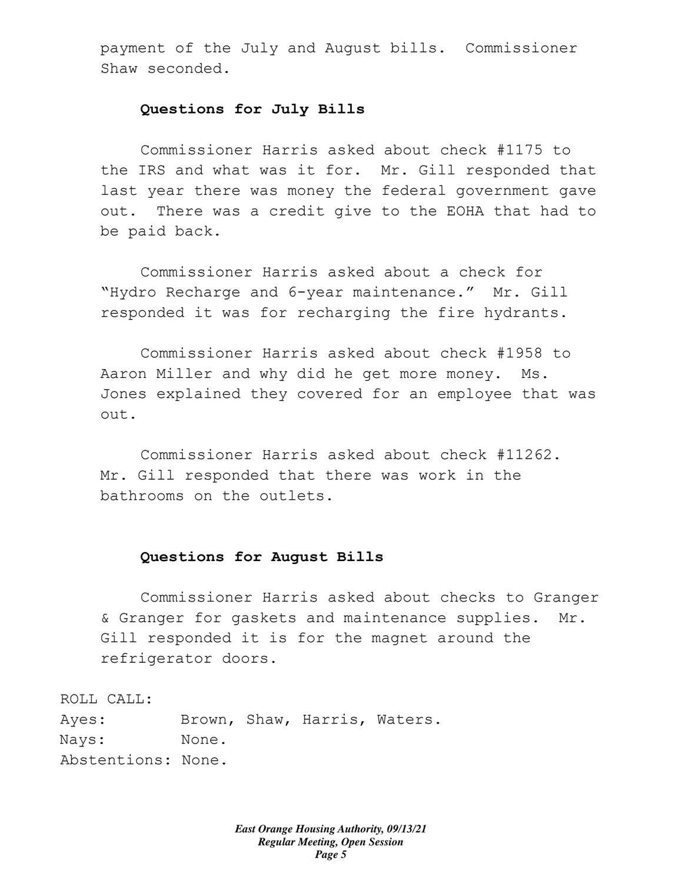payment of the July and August bills. Commissioner Shaw seconded.

**Questions for July Bills**

Commissioner Harris asked about check #1175 to the IRS and what was it for. Mr. Gill responded that last year there was money the federal government gave out. There was a credit give to the EOHA that had to be paid back.

Commissioner Harris asked about a check for "Hydro Recharge and 6-year maintenance." Mr. Gill responded it was for recharging the fire hydrants.

Commissioner Harris asked about check #1958 to Aaron Miller and why did he get more money. Ms. Jones explained they covered for an employee that was out.

Commissioner Harris asked about check #11262. Mr. Gill responded that there was work in the bathrooms on the outlets.

**Questions for August Bills**

Commissioner Harris asked about checks to Granger & Granger for gaskets and maintenance supplies. Mr. Gill responded it is for the magnet around the refrigerator doors.

ROLL CALL:
Ayes: Brown, Shaw, Harris, Waters.
Nays: None.
Abstentions: None.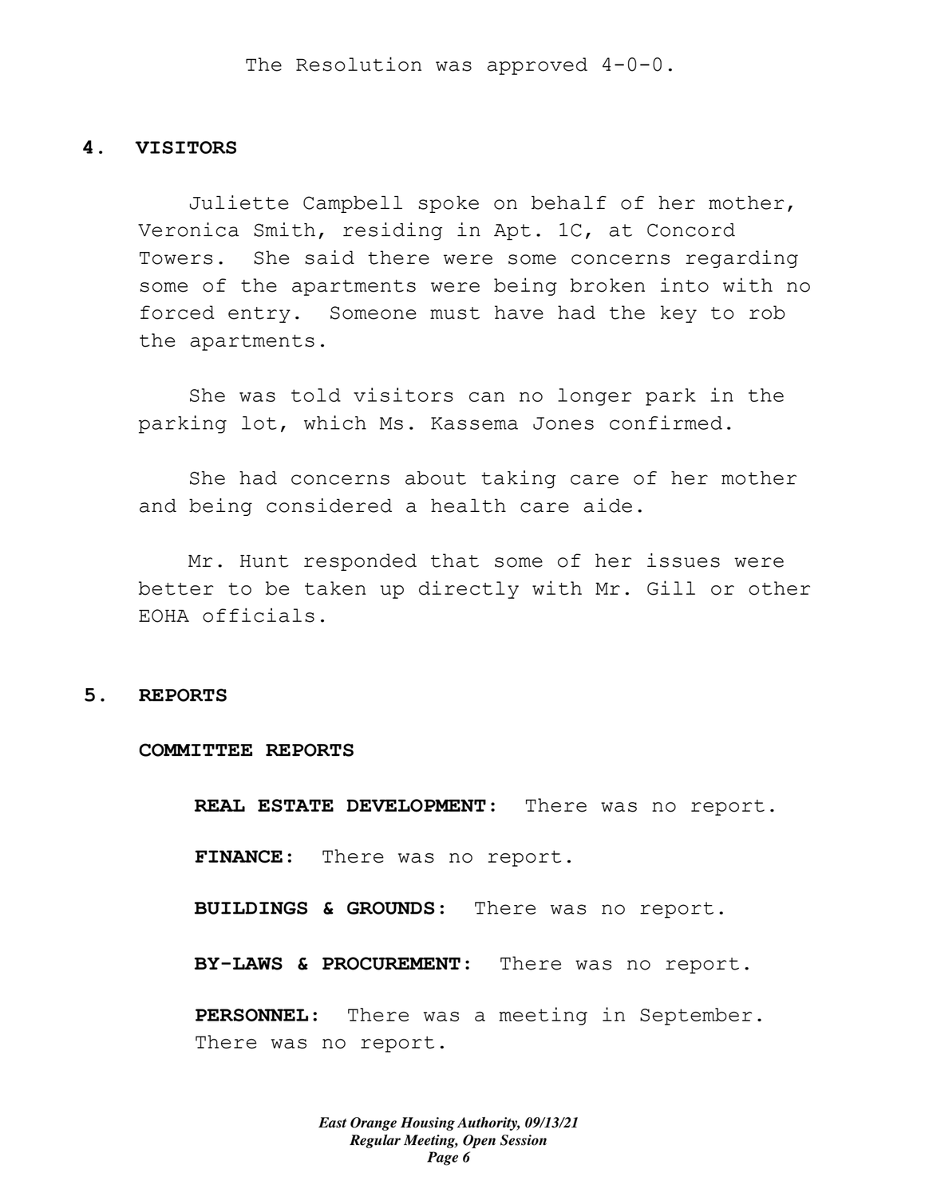The Resolution was approved 4-0-0.

## 4. VISITORS

Juliette Campbell spoke on behalf of her mother, Veronica Smith, residing in Apt. 1C, at Concord Towers. She said there were some concerns regarding some of the apartments were being broken into with no forced entry. Someone must have had the key to rob the apartments.

She was told visitors can no longer park in the parking lot, which Ms. Kassema Jones confirmed.

She had concerns about taking care of her mother and being considered a health care aide.

Mr. Hunt responded that some of her issues were better to be taken up directly with Mr. Gill or other EOHA officials.

## 5. REPORTS

### COMMITTEE REPORTS

**REAL ESTATE DEVELOPMENT:** There was no report.

**FINANCE:** There was no report.

**BUILDINGS & GROUNDS:** There was no report.

**BY-LAWS & PROCUREMENT:** There was no report.

**PERSONNEL:** There was a meeting in September. There was no report.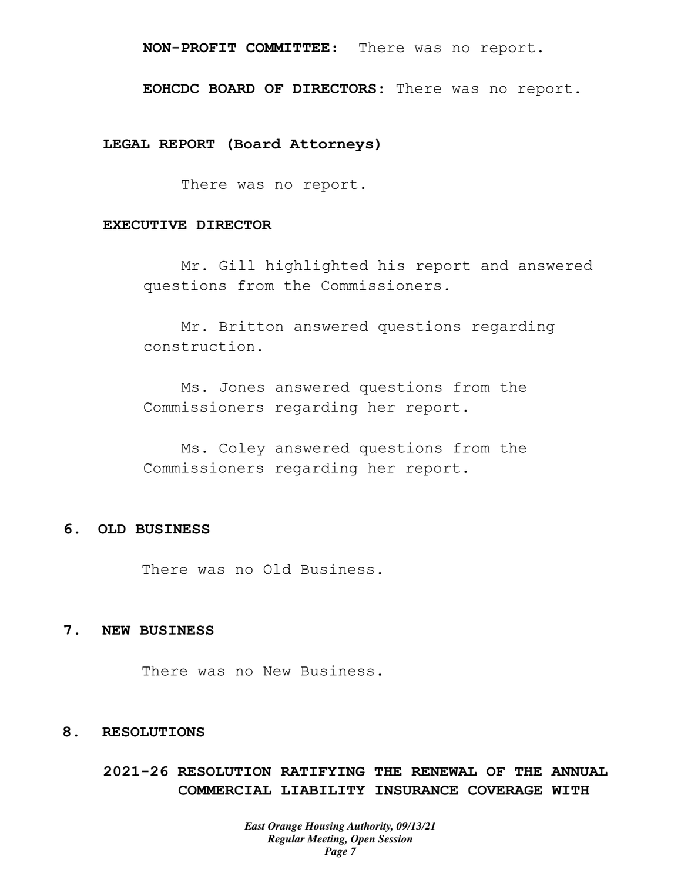**NON-PROFIT COMMITTEE:** There was no report.

**EOHCDC BOARD OF DIRECTORS:** There was no report.

**LEGAL REPORT (Board Attorneys)**

There was no report.

**EXECUTIVE DIRECTOR**

Mr. Gill highlighted his report and answered questions from the Commissioners.

Mr. Britton answered questions regarding construction.

Ms. Jones answered questions from the Commissioners regarding her report.

Ms. Coley answered questions from the Commissioners regarding her report.

## 6. OLD BUSINESS

There was no Old Business.

## 7. NEW BUSINESS

There was no New Business.

## 8. RESOLUTIONS

**2021-26 RESOLUTION RATIFYING THE RENEWAL OF THE ANNUAL COMMERCIAL LIABILITY INSURANCE COVERAGE WITH**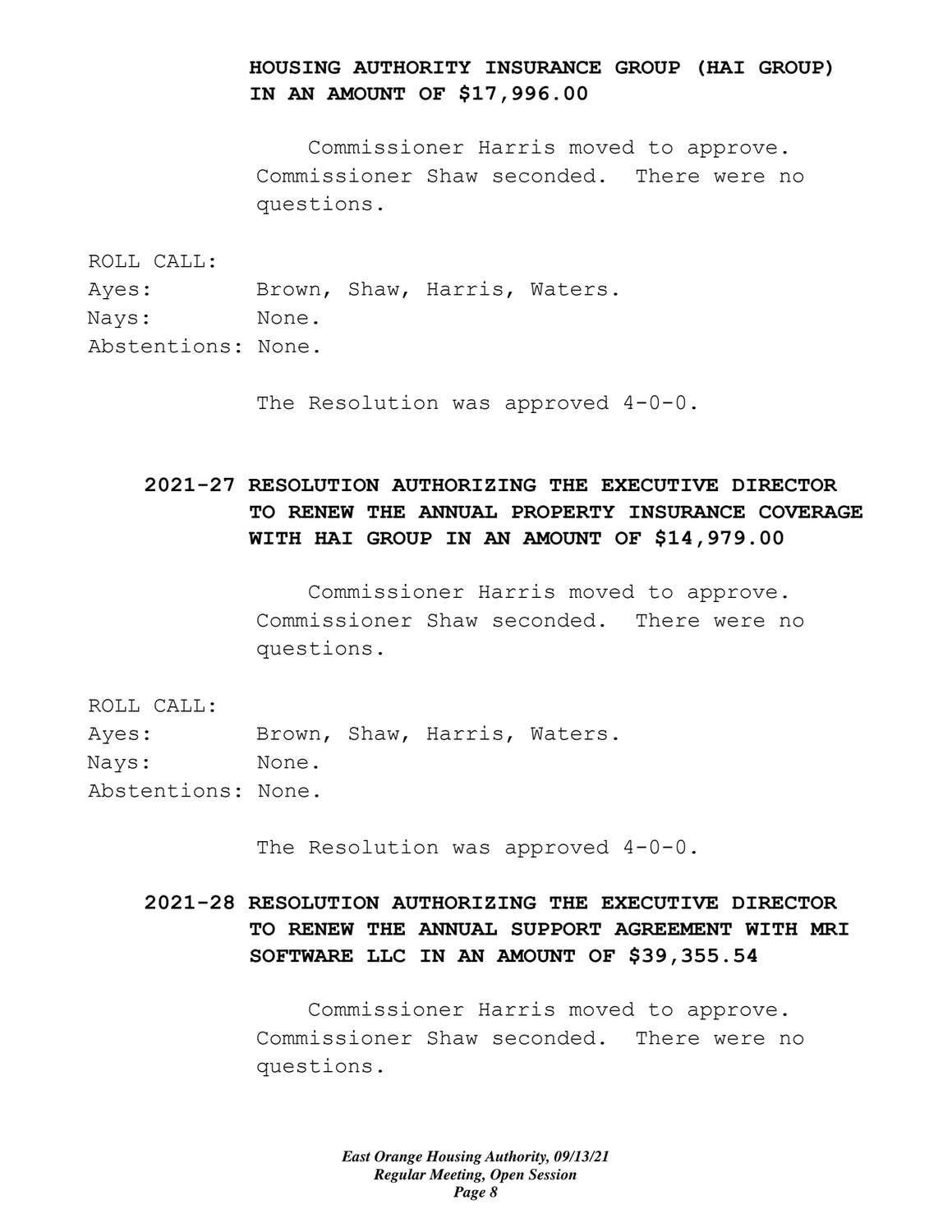**HOUSING AUTHORITY INSURANCE GROUP (HAI GROUP) IN AN AMOUNT OF $17,996.00**

Commissioner Harris moved to approve. Commissioner Shaw seconded. There were no questions.

ROLL CALL:
Ayes: Brown, Shaw, Harris, Waters.
Nays: None.
Abstentions: None.

The Resolution was approved 4-0-0.

**2021-27 RESOLUTION AUTHORIZING THE EXECUTIVE DIRECTOR TO RENEW THE ANNUAL PROPERTY INSURANCE COVERAGE WITH HAI GROUP IN AN AMOUNT OF $14,979.00**

Commissioner Harris moved to approve. Commissioner Shaw seconded. There were no questions.

ROLL CALL:
Ayes: Brown, Shaw, Harris, Waters.
Nays: None.
Abstentions: None.

The Resolution was approved 4-0-0.

**2021-28 RESOLUTION AUTHORIZING THE EXECUTIVE DIRECTOR TO RENEW THE ANNUAL SUPPORT AGREEMENT WITH MRI SOFTWARE LLC IN AN AMOUNT OF $39,355.54**

Commissioner Harris moved to approve. Commissioner Shaw seconded. There were no questions.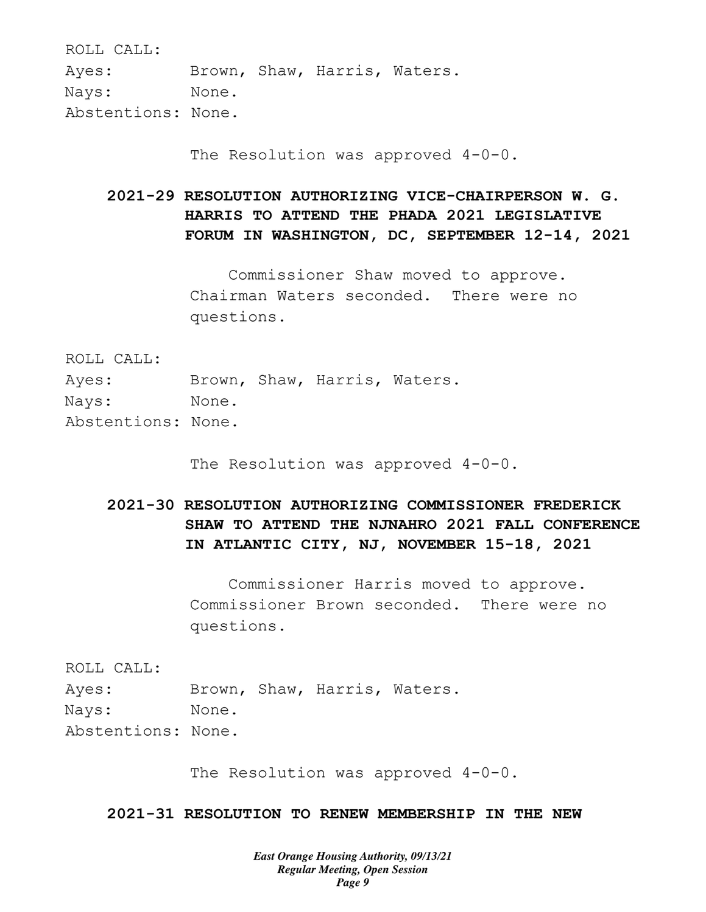ROLL CALL:
Ayes: Brown, Shaw, Harris, Waters.
Nays: None.
Abstentions: None.

The Resolution was approved 4-0-0.

**2021-29 RESOLUTION AUTHORIZING VICE-CHAIRPERSON W. G. HARRIS TO ATTEND THE PHADA 2021 LEGISLATIVE FORUM IN WASHINGTON, DC, SEPTEMBER 12-14, 2021**

Commissioner Shaw moved to approve. Chairman Waters seconded. There were no questions.

ROLL CALL:
Ayes: Brown, Shaw, Harris, Waters.
Nays: None.
Abstentions: None.

The Resolution was approved 4-0-0.

**2021-30 RESOLUTION AUTHORIZING COMMISSIONER FREDERICK SHAW TO ATTEND THE NJNAHRO 2021 FALL CONFERENCE IN ATLANTIC CITY, NJ, NOVEMBER 15-18, 2021**

Commissioner Harris moved to approve. Commissioner Brown seconded. There were no questions.

ROLL CALL:
Ayes: Brown, Shaw, Harris, Waters.
Nays: None.
Abstentions: None.

The Resolution was approved 4-0-0.

**2021-31 RESOLUTION TO RENEW MEMBERSHIP IN THE NEW**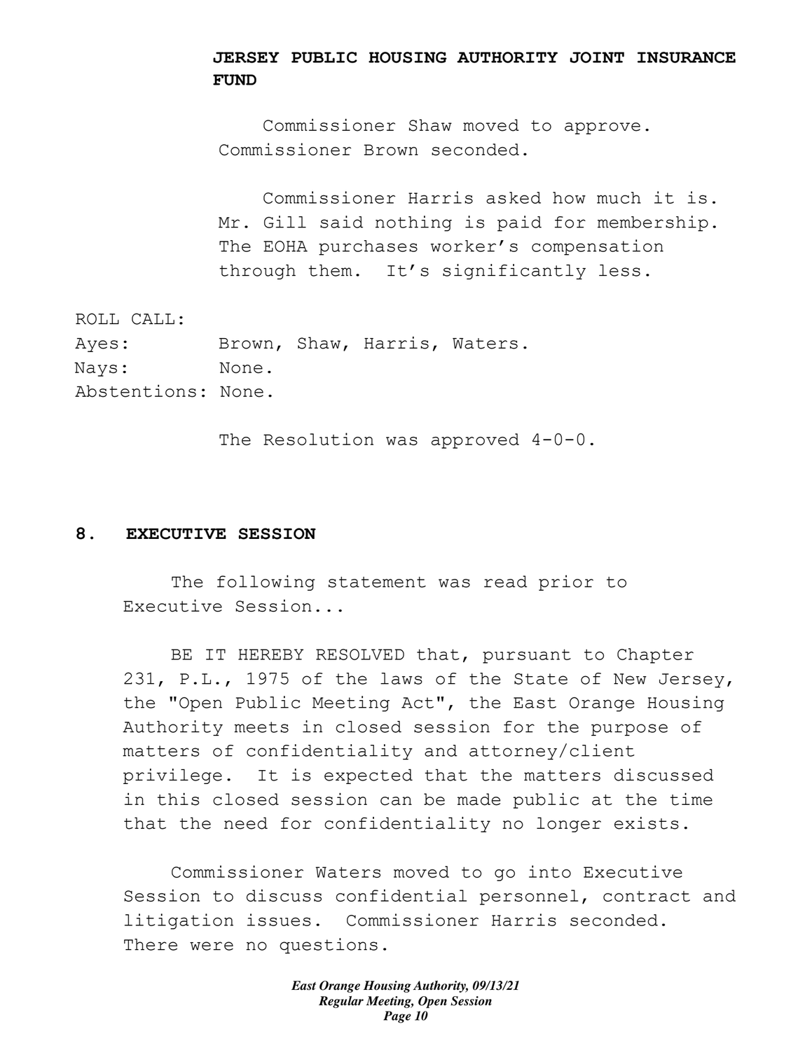**JERSEY PUBLIC HOUSING AUTHORITY JOINT INSURANCE FUND**

Commissioner Shaw moved to approve. Commissioner Brown seconded.

Commissioner Harris asked how much it is. Mr. Gill said nothing is paid for membership. The EOHA purchases worker's compensation through them. It's significantly less.

ROLL CALL:
Ayes: Brown, Shaw, Harris, Waters.
Nays: None.
Abstentions: None.

The Resolution was approved 4-0-0.

## 8. EXECUTIVE SESSION

The following statement was read prior to Executive Session...

BE IT HEREBY RESOLVED that, pursuant to Chapter 231, P.L., 1975 of the laws of the State of New Jersey, the "Open Public Meeting Act", the East Orange Housing Authority meets in closed session for the purpose of matters of confidentiality and attorney/client privilege. It is expected that the matters discussed in this closed session can be made public at the time that the need for confidentiality no longer exists.

Commissioner Waters moved to go into Executive Session to discuss confidential personnel, contract and litigation issues. Commissioner Harris seconded. There were no questions.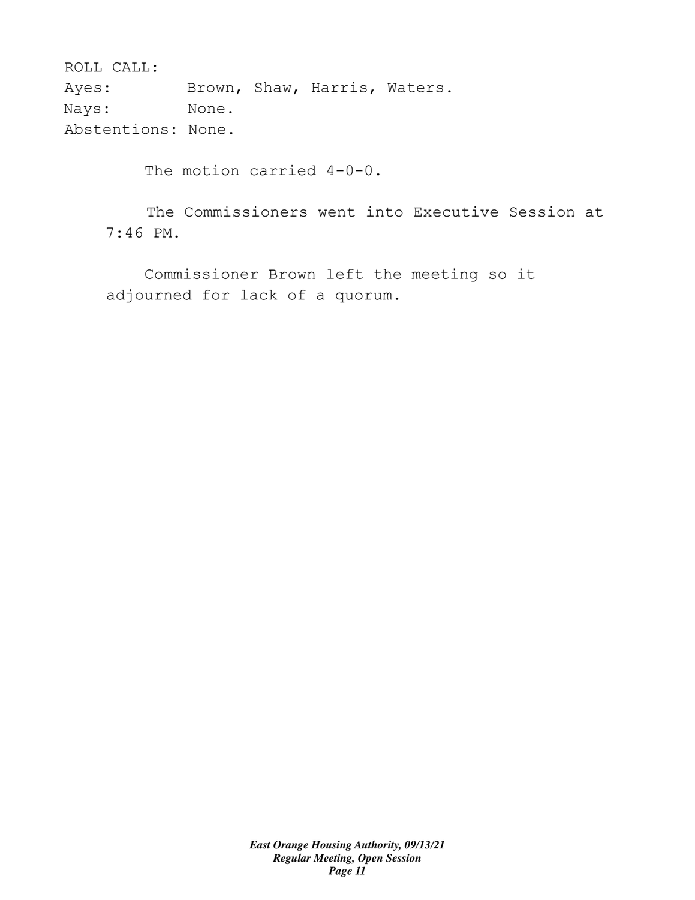ROLL CALL:
Ayes: Brown, Shaw, Harris, Waters.
Nays: None.
Abstentions: None.

The motion carried 4-0-0.

The Commissioners went into Executive Session at 7:46 PM.

Commissioner Brown left the meeting so it adjourned for lack of a quorum.